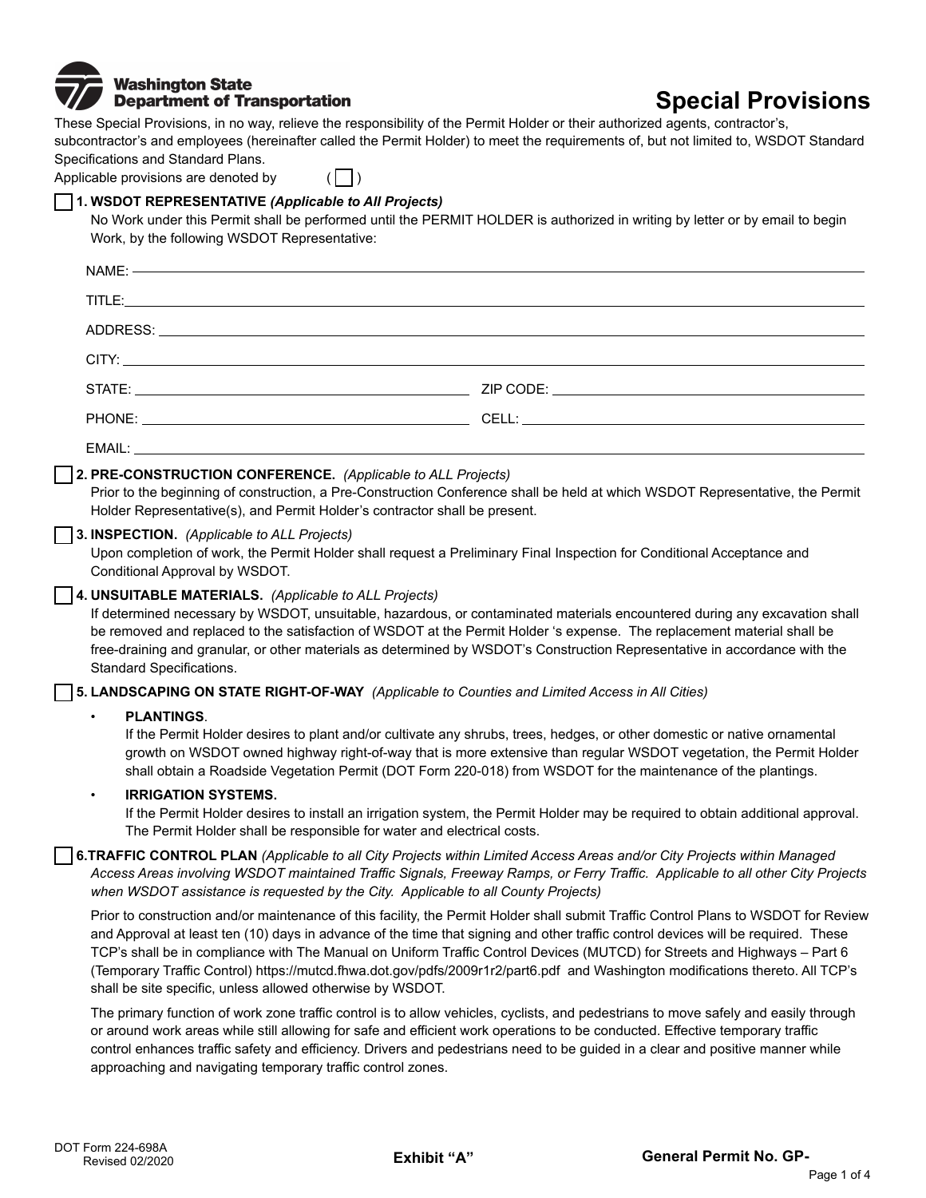Washington State Department of Transportation

# Special Provisions

These Special Provisions, in no way, relieve the responsibility of the Permit Holder or their authorized agents, contractor's, subcontractor's and employees (hereinafter called the Permit Holder) to meet the requirements of, but not limited to, WSDOT Standard Specifications and Standard Plans.

Applicable provisions are denoted by ( ☐ )

☐ **1. WSDOT REPRESENTATIVE *(Applicable to All Projects)***

No Work under this Permit shall be performed until the PERMIT HOLDER is authorized in writing by letter or by email to begin Work, by the following WSDOT Representative:

NAME: ____________________

TITLE: ____________________

ADDRESS: ____________________

CITY: ____________________

STATE: ____________________ ZIP CODE: ____________________

PHONE: ____________________ CELL: ____________________

EMAIL: ____________________

☐ **2. PRE-CONSTRUCTION CONFERENCE.** *(Applicable to ALL Projects)*

Prior to the beginning of construction, a Pre-Construction Conference shall be held at which WSDOT Representative, the Permit Holder Representative(s), and Permit Holder's contractor shall be present.

☐ **3. INSPECTION.** *(Applicable to ALL Projects)*

Upon completion of work, the Permit Holder shall request a Preliminary Final Inspection for Conditional Acceptance and Conditional Approval by WSDOT.

☐ **4. UNSUITABLE MATERIALS.** *(Applicable to ALL Projects)*

If determined necessary by WSDOT, unsuitable, hazardous, or contaminated materials encountered during any excavation shall be removed and replaced to the satisfaction of WSDOT at the Permit Holder 's expense. The replacement material shall be free-draining and granular, or other materials as determined by WSDOT's Construction Representative in accordance with the Standard Specifications.

☐ **5. LANDSCAPING ON STATE RIGHT-OF-WAY** *(Applicable to Counties and Limited Access in All Cities)*

- **PLANTINGS**.
  If the Permit Holder desires to plant and/or cultivate any shrubs, trees, hedges, or other domestic or native ornamental growth on WSDOT owned highway right-of-way that is more extensive than regular WSDOT vegetation, the Permit Holder shall obtain a Roadside Vegetation Permit (DOT Form 220-018) from WSDOT for the maintenance of the plantings.
- **IRRIGATION SYSTEMS.**
  If the Permit Holder desires to install an irrigation system, the Permit Holder may be required to obtain additional approval. The Permit Holder shall be responsible for water and electrical costs.

☐ **6.TRAFFIC CONTROL PLAN** *(Applicable to all City Projects within Limited Access Areas and/or City Projects within Managed Access Areas involving WSDOT maintained Traffic Signals, Freeway Ramps, or Ferry Traffic. Applicable to all other City Projects when WSDOT assistance is requested by the City. Applicable to all County Projects)*

Prior to construction and/or maintenance of this facility, the Permit Holder shall submit Traffic Control Plans to WSDOT for Review and Approval at least ten (10) days in advance of the time that signing and other traffic control devices will be required. These TCP's shall be in compliance with The Manual on Uniform Traffic Control Devices (MUTCD) for Streets and Highways – Part 6 (Temporary Traffic Control) https://mutcd.fhwa.dot.gov/pdfs/2009r1r2/part6.pdf and Washington modifications thereto. All TCP's shall be site specific, unless allowed otherwise by WSDOT.

The primary function of work zone traffic control is to allow vehicles, cyclists, and pedestrians to move safely and easily through or around work areas while still allowing for safe and efficient work operations to be conducted. Effective temporary traffic control enhances traffic safety and efficiency. Drivers and pedestrians need to be guided in a clear and positive manner while approaching and navigating temporary traffic control zones.

DOT Form 224-698A
Revised 02/2020

**Exhibit "A"**

**General Permit No. GP-**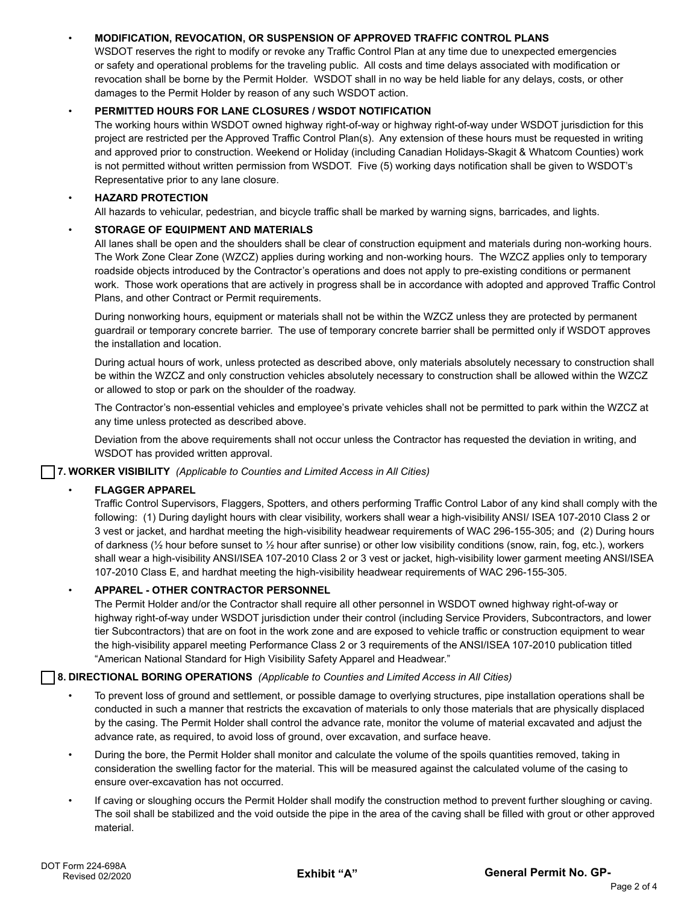- **MODIFICATION, REVOCATION, OR SUSPENSION OF APPROVED TRAFFIC CONTROL PLANS**
  WSDOT reserves the right to modify or revoke any Traffic Control Plan at any time due to unexpected emergencies or safety and operational problems for the traveling public. All costs and time delays associated with modification or revocation shall be borne by the Permit Holder. WSDOT shall in no way be held liable for any delays, costs, or other damages to the Permit Holder by reason of any such WSDOT action.

- **PERMITTED HOURS FOR LANE CLOSURES / WSDOT NOTIFICATION**
  The working hours within WSDOT owned highway right-of-way or highway right-of-way under WSDOT jurisdiction for this project are restricted per the Approved Traffic Control Plan(s). Any extension of these hours must be requested in writing and approved prior to construction. Weekend or Holiday (including Canadian Holidays-Skagit & Whatcom Counties) work is not permitted without written permission from WSDOT. Five (5) working days notification shall be given to WSDOT's Representative prior to any lane closure.

- **HAZARD PROTECTION**
  All hazards to vehicular, pedestrian, and bicycle traffic shall be marked by warning signs, barricades, and lights.

- **STORAGE OF EQUIPMENT AND MATERIALS**
  All lanes shall be open and the shoulders shall be clear of construction equipment and materials during non-working hours. The Work Zone Clear Zone (WZCZ) applies during working and non-working hours. The WZCZ applies only to temporary roadside objects introduced by the Contractor's operations and does not apply to pre-existing conditions or permanent work. Those work operations that are actively in progress shall be in accordance with adopted and approved Traffic Control Plans, and other Contract or Permit requirements.

  During nonworking hours, equipment or materials shall not be within the WZCZ unless they are protected by permanent guardrail or temporary concrete barrier. The use of temporary concrete barrier shall be permitted only if WSDOT approves the installation and location.

  During actual hours of work, unless protected as described above, only materials absolutely necessary to construction shall be within the WZCZ and only construction vehicles absolutely necessary to construction shall be allowed within the WZCZ or allowed to stop or park on the shoulder of the roadway.

  The Contractor's non-essential vehicles and employee's private vehicles shall not be permitted to park within the WZCZ at any time unless protected as described above.

  Deviation from the above requirements shall not occur unless the Contractor has requested the deviation in writing, and WSDOT has provided written approval.

☐ **7. WORKER VISIBILITY** *(Applicable to Counties and Limited Access in All Cities)*

- **FLAGGER APPAREL**
  Traffic Control Supervisors, Flaggers, Spotters, and others performing Traffic Control Labor of any kind shall comply with the following: (1) During daylight hours with clear visibility, workers shall wear a high-visibility ANSI/ ISEA 107-2010 Class 2 or 3 vest or jacket, and hardhat meeting the high-visibility headwear requirements of WAC 296-155-305; and (2) During hours of darkness (½ hour before sunset to ½ hour after sunrise) or other low visibility conditions (snow, rain, fog, etc.), workers shall wear a high-visibility ANSI/ISEA 107-2010 Class 2 or 3 vest or jacket, high-visibility lower garment meeting ANSI/ISEA 107-2010 Class E, and hardhat meeting the high-visibility headwear requirements of WAC 296-155-305.

- **APPAREL - OTHER CONTRACTOR PERSONNEL**
  The Permit Holder and/or the Contractor shall require all other personnel in WSDOT owned highway right-of-way or highway right-of-way under WSDOT jurisdiction under their control (including Service Providers, Subcontractors, and lower tier Subcontractors) that are on foot in the work zone and are exposed to vehicle traffic or construction equipment to wear the high-visibility apparel meeting Performance Class 2 or 3 requirements of the ANSI/ISEA 107-2010 publication titled "American National Standard for High Visibility Safety Apparel and Headwear."

☐ **8. DIRECTIONAL BORING OPERATIONS** *(Applicable to Counties and Limited Access in All Cities)*

- To prevent loss of ground and settlement, or possible damage to overlying structures, pipe installation operations shall be conducted in such a manner that restricts the excavation of materials to only those materials that are physically displaced by the casing. The Permit Holder shall control the advance rate, monitor the volume of material excavated and adjust the advance rate, as required, to avoid loss of ground, over excavation, and surface heave.

- During the bore, the Permit Holder shall monitor and calculate the volume of the spoils quantities removed, taking in consideration the swelling factor for the material. This will be measured against the calculated volume of the casing to ensure over-excavation has not occurred.

- If caving or sloughing occurs the Permit Holder shall modify the construction method to prevent further sloughing or caving. The soil shall be stabilized and the void outside the pipe in the area of the caving shall be filled with grout or other approved material.

DOT Form 224-698A
Revised 02/2020

**Exhibit "A"**

**General Permit No. GP-**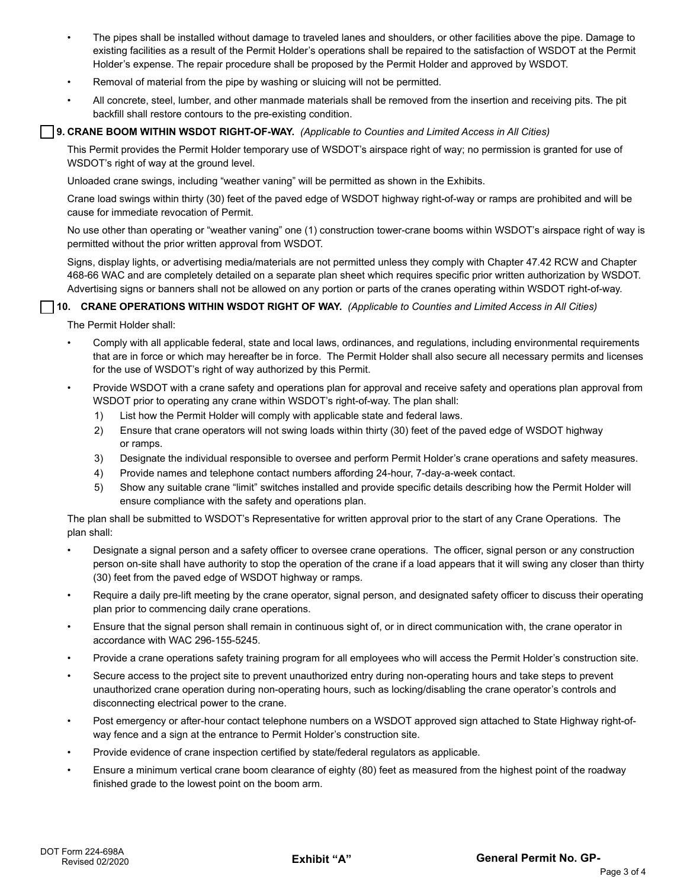- The pipes shall be installed without damage to traveled lanes and shoulders, or other facilities above the pipe. Damage to existing facilities as a result of the Permit Holder's operations shall be repaired to the satisfaction of WSDOT at the Permit Holder's expense. The repair procedure shall be proposed by the Permit Holder and approved by WSDOT.
- Removal of material from the pipe by washing or sluicing will not be permitted.
- All concrete, steel, lumber, and other manmade materials shall be removed from the insertion and receiving pits. The pit backfill shall restore contours to the pre-existing condition.

☐ **9. CRANE BOOM WITHIN WSDOT RIGHT-OF-WAY.** *(Applicable to Counties and Limited Access in All Cities)*

This Permit provides the Permit Holder temporary use of WSDOT's airspace right of way; no permission is granted for use of WSDOT's right of way at the ground level.

Unloaded crane swings, including "weather vaning" will be permitted as shown in the Exhibits.

Crane load swings within thirty (30) feet of the paved edge of WSDOT highway right-of-way or ramps are prohibited and will be cause for immediate revocation of Permit.

No use other than operating or "weather vaning" one (1) construction tower-crane booms within WSDOT's airspace right of way is permitted without the prior written approval from WSDOT.

Signs, display lights, or advertising media/materials are not permitted unless they comply with Chapter 47.42 RCW and Chapter 468-66 WAC and are completely detailed on a separate plan sheet which requires specific prior written authorization by WSDOT. Advertising signs or banners shall not be allowed on any portion or parts of the cranes operating within WSDOT right-of-way.

☐ **10. CRANE OPERATIONS WITHIN WSDOT RIGHT OF WAY.** *(Applicable to Counties and Limited Access in All Cities)*

The Permit Holder shall:

- Comply with all applicable federal, state and local laws, ordinances, and regulations, including environmental requirements that are in force or which may hereafter be in force. The Permit Holder shall also secure all necessary permits and licenses for the use of WSDOT's right of way authorized by this Permit.
- Provide WSDOT with a crane safety and operations plan for approval and receive safety and operations plan approval from WSDOT prior to operating any crane within WSDOT's right-of-way. The plan shall:
  1) List how the Permit Holder will comply with applicable state and federal laws.
  2) Ensure that crane operators will not swing loads within thirty (30) feet of the paved edge of WSDOT highway or ramps.
  3) Designate the individual responsible to oversee and perform Permit Holder's crane operations and safety measures.
  4) Provide names and telephone contact numbers affording 24-hour, 7-day-a-week contact.
  5) Show any suitable crane "limit" switches installed and provide specific details describing how the Permit Holder will ensure compliance with the safety and operations plan.

The plan shall be submitted to WSDOT's Representative for written approval prior to the start of any Crane Operations. The plan shall:

- Designate a signal person and a safety officer to oversee crane operations. The officer, signal person or any construction person on-site shall have authority to stop the operation of the crane if a load appears that it will swing any closer than thirty (30) feet from the paved edge of WSDOT highway or ramps.
- Require a daily pre-lift meeting by the crane operator, signal person, and designated safety officer to discuss their operating plan prior to commencing daily crane operations.
- Ensure that the signal person shall remain in continuous sight of, or in direct communication with, the crane operator in accordance with WAC 296-155-5245.
- Provide a crane operations safety training program for all employees who will access the Permit Holder's construction site.
- Secure access to the project site to prevent unauthorized entry during non-operating hours and take steps to prevent unauthorized crane operation during non-operating hours, such as locking/disabling the crane operator's controls and disconnecting electrical power to the crane.
- Post emergency or after-hour contact telephone numbers on a WSDOT approved sign attached to State Highway right-of-way fence and a sign at the entrance to Permit Holder's construction site.
- Provide evidence of crane inspection certified by state/federal regulators as applicable.
- Ensure a minimum vertical crane boom clearance of eighty (80) feet as measured from the highest point of the roadway finished grade to the lowest point on the boom arm.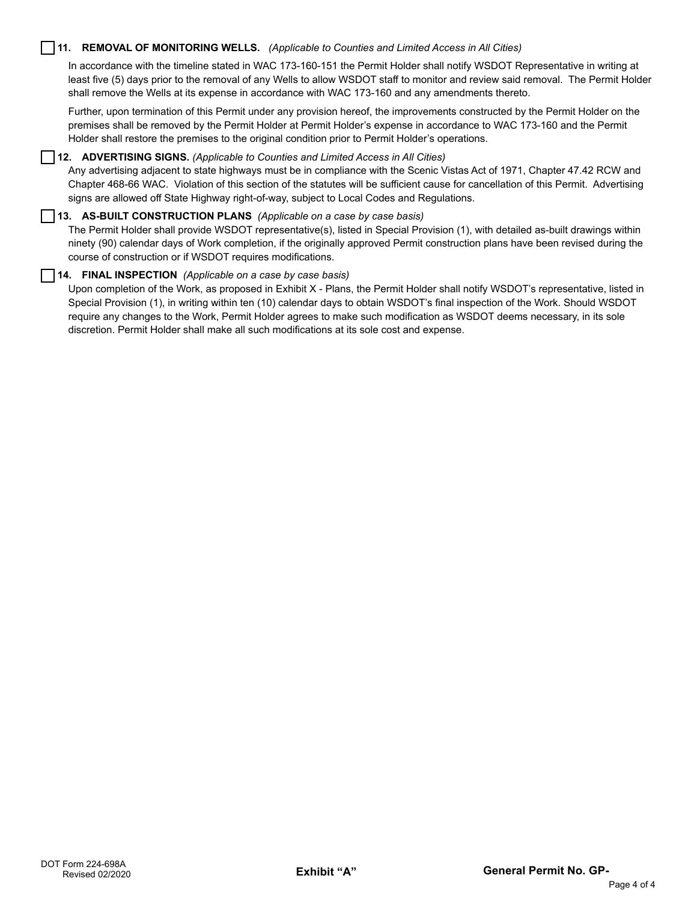☐ **11. REMOVAL OF MONITORING WELLS.** *(Applicable to Counties and Limited Access in All Cities)*

In accordance with the timeline stated in WAC 173-160-151 the Permit Holder shall notify WSDOT Representative in writing at least five (5) days prior to the removal of any Wells to allow WSDOT staff to monitor and review said removal. The Permit Holder shall remove the Wells at its expense in accordance with WAC 173-160 and any amendments thereto.

Further, upon termination of this Permit under any provision hereof, the improvements constructed by the Permit Holder on the premises shall be removed by the Permit Holder at Permit Holder's expense in accordance to WAC 173-160 and the Permit Holder shall restore the premises to the original condition prior to Permit Holder's operations.

☐ **12. ADVERTISING SIGNS.** *(Applicable to Counties and Limited Access in All Cities)*

Any advertising adjacent to state highways must be in compliance with the Scenic Vistas Act of 1971, Chapter 47.42 RCW and Chapter 468-66 WAC. Violation of this section of the statutes will be sufficient cause for cancellation of this Permit. Advertising signs are allowed off State Highway right-of-way, subject to Local Codes and Regulations.

☐ **13. AS-BUILT CONSTRUCTION PLANS** *(Applicable on a case by case basis)*

The Permit Holder shall provide WSDOT representative(s), listed in Special Provision (1), with detailed as-built drawings within ninety (90) calendar days of Work completion, if the originally approved Permit construction plans have been revised during the course of construction or if WSDOT requires modifications.

☐ **14. FINAL INSPECTION** *(Applicable on a case by case basis)*

Upon completion of the Work, as proposed in Exhibit X - Plans, the Permit Holder shall notify WSDOT's representative, listed in Special Provision (1), in writing within ten (10) calendar days to obtain WSDOT's final inspection of the Work. Should WSDOT require any changes to the Work, Permit Holder agrees to make such modification as WSDOT deems necessary, in its sole discretion. Permit Holder shall make all such modifications at its sole cost and expense.

DOT Form 224-698A
Revised 02/2020

**Exhibit "A"**

**General Permit No. GP-**